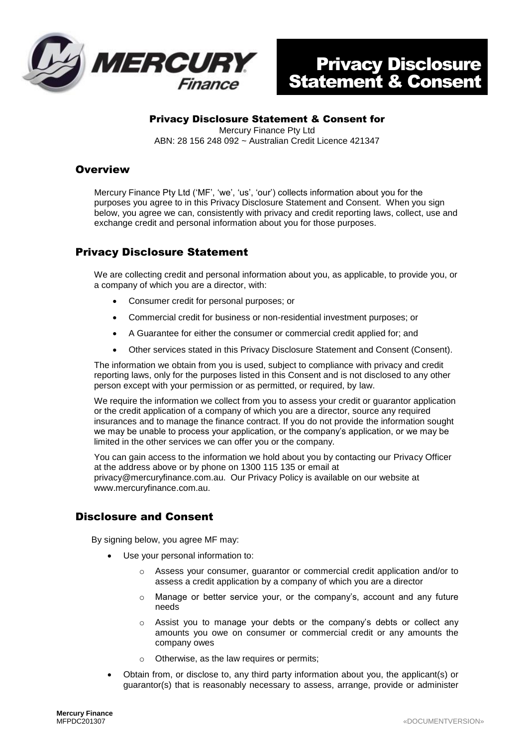# Privacy Disclosure Statement & Consent

### Privacy Disclosure Statement & Consent for

Mercury Finance Pty Ltd
ABN: 28 156 248 092 ~ Australian Credit Licence 421347

## Overview

Mercury Finance Pty Ltd ('MF', 'we', 'us', 'our') collects information about you for the purposes you agree to in this Privacy Disclosure Statement and Consent. When you sign below, you agree we can, consistently with privacy and credit reporting laws, collect, use and exchange credit and personal information about you for those purposes.

## Privacy Disclosure Statement

We are collecting credit and personal information about you, as applicable, to provide you, or a company of which you are a director, with:

- Consumer credit for personal purposes; or
- Commercial credit for business or non-residential investment purposes; or
- A Guarantee for either the consumer or commercial credit applied for; and
- Other services stated in this Privacy Disclosure Statement and Consent (Consent).

The information we obtain from you is used, subject to compliance with privacy and credit reporting laws, only for the purposes listed in this Consent and is not disclosed to any other person except with your permission or as permitted, or required, by law.

We require the information we collect from you to assess your credit or guarantor application or the credit application of a company of which you are a director, source any required insurances and to manage the finance contract. If you do not provide the information sought we may be unable to process your application, or the company's application, or we may be limited in the other services we can offer you or the company.

You can gain access to the information we hold about you by contacting our Privacy Officer at the address above or by phone on 1300 115 135 or email at privacy@mercuryfinance.com.au. Our Privacy Policy is available on our website at www.mercuryfinance.com.au.

## Disclosure and Consent

By signing below, you agree MF may:

- Use your personal information to:
    - Assess your consumer, guarantor or commercial credit application and/or to assess a credit application by a company of which you are a director
    - Manage or better service your, or the company's, account and any future needs
    - Assist you to manage your debts or the company's debts or collect any amounts you owe on consumer or commercial credit or any amounts the company owes
    - Otherwise, as the law requires or permits;
- Obtain from, or disclose to, any third party information about you, the applicant(s) or guarantor(s) that is reasonably necessary to assess, arrange, provide or administer

**Mercury Finance**
MFPDC201307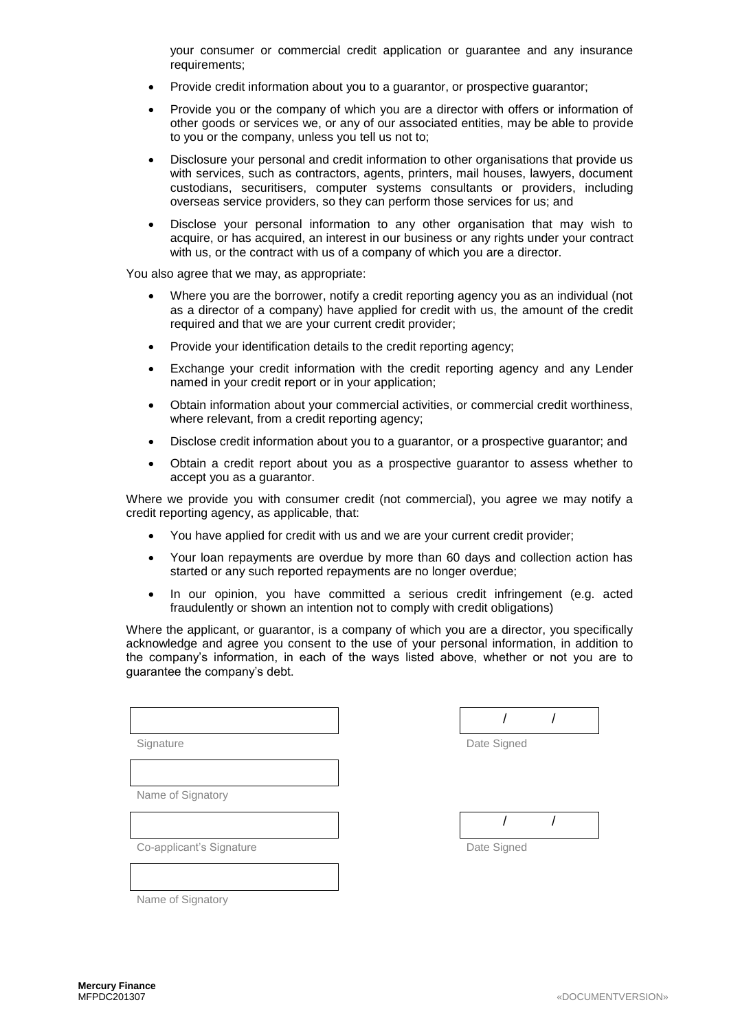your consumer or commercial credit application or guarantee and any insurance requirements;

- Provide credit information about you to a guarantor, or prospective guarantor;
- Provide you or the company of which you are a director with offers or information of other goods or services we, or any of our associated entities, may be able to provide to you or the company, unless you tell us not to;
- Disclosure your personal and credit information to other organisations that provide us with services, such as contractors, agents, printers, mail houses, lawyers, document custodians, securitisers, computer systems consultants or providers, including overseas service providers, so they can perform those services for us; and
- Disclose your personal information to any other organisation that may wish to acquire, or has acquired, an interest in our business or any rights under your contract with us, or the contract with us of a company of which you are a director.

You also agree that we may, as appropriate:

- Where you are the borrower, notify a credit reporting agency you as an individual (not as a director of a company) have applied for credit with us, the amount of the credit required and that we are your current credit provider;
- Provide your identification details to the credit reporting agency;
- Exchange your credit information with the credit reporting agency and any Lender named in your credit report or in your application;
- Obtain information about your commercial activities, or commercial credit worthiness, where relevant, from a credit reporting agency;
- Disclose credit information about you to a guarantor, or a prospective guarantor; and
- Obtain a credit report about you as a prospective guarantor to assess whether to accept you as a guarantor.

Where we provide you with consumer credit (not commercial), you agree we may notify a credit reporting agency, as applicable, that:

- You have applied for credit with us and we are your current credit provider;
- Your loan repayments are overdue by more than 60 days and collection action has started or any such reported repayments are no longer overdue;
- In our opinion, you have committed a serious credit infringement (e.g. acted fraudulently or shown an intention not to comply with credit obligations)

Where the applicant, or guarantor, is a company of which you are a director, you specifically acknowledge and agree you consent to the use of your personal information, in addition to the company's information, in each of the ways listed above, whether or not you are to guarantee the company's debt.

| | |
|---|---|
| | / / |
| Signature | Date Signed |
| | |
| Name of Signatory | |
| | / / |
| Co-applicant's Signature | Date Signed |
| | |
| Name of Signatory | |

**Mercury Finance**
MFPDC201307